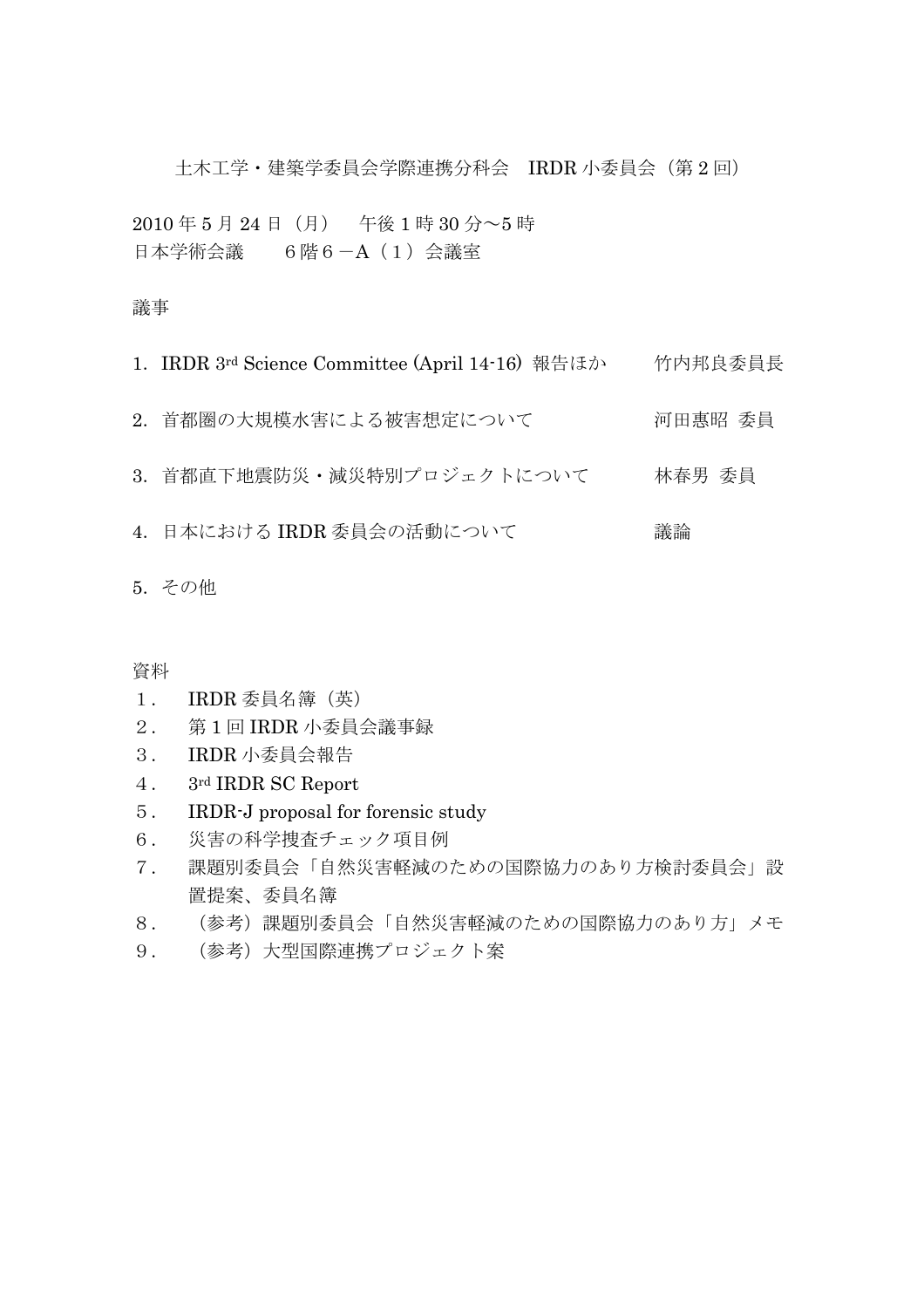土木工学・建築学委員会学際連携分科会　IRDR 小委員会（第 2 回）

2010 年 5 月 24 日（月）　午後 1 時 30 分～5 時
日本学術会議　　6 階６－A（１）会議室

議事

1. IRDR 3rd Science Committee (April 14-16) 報告ほか　　竹内邦良委員長

2. 首都圏の大規模水害による被害想定について　　河田惠昭 委員

3. 首都直下地震防災・減災特別プロジェクトについて　　林春男 委員

4. 日本における IRDR 委員会の活動について　　議論

5. その他

資料

１．　IRDR 委員名簿（英）
２．　第 1 回 IRDR 小委員会議事録
３．　IRDR 小委員会報告
４．　3rd IRDR SC Report
５．　IRDR-J proposal for forensic study
６．　災害の科学捜査チェック項目例
７．　課題別委員会「自然災害軽減のための国際協力のあり方検討委員会」設置提案、委員名簿
８．　（参考）課題別委員会「自然災害軽減のための国際協力のあり方」メモ
９．　（参考）大型国際連携プロジェクト案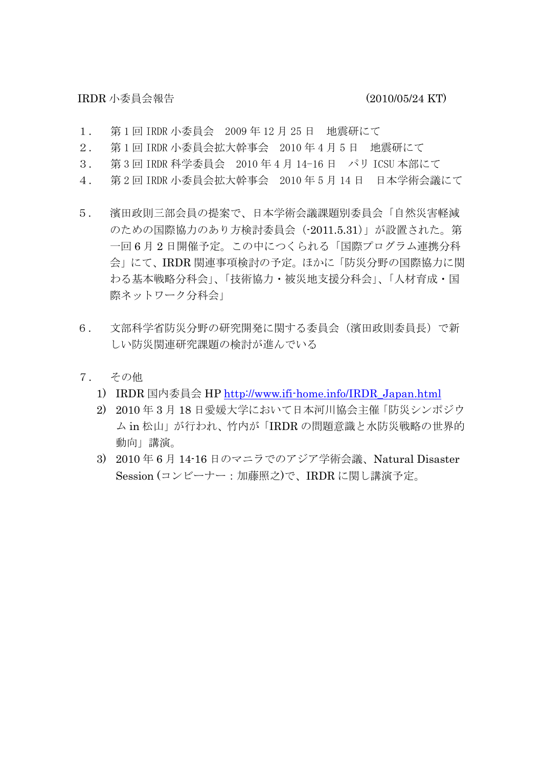IRDR 小委員会報告　　　　　　　　　　　　　　　　　　(2010/05/24 KT)

１．　第 1 回 IRDR 小委員会　2009 年 12 月 25 日　地震研にて
２．　第 1 回 IRDR 小委員会拡大幹事会　2010 年 4 月 5 日　地震研にて
３．　第 3 回 IRDR 科学委員会　2010 年 4 月 14-16 日　パリ ICSU 本部にて
４．　第 2 回 IRDR 小委員会拡大幹事会　2010 年 5 月 14 日　日本学術会議にて

５．　濱田政則三部会員の提案で、日本学術会議課題別委員会「自然災害軽減のための国際協力のあり方検討委員会（-2011.5.31）」が設置された。第一回 6 月 2 日開催予定。この中につくられる「国際プログラム連携分科会」にて、IRDR 関連事項検討の予定。ほかに「防災分野の国際協力に関わる基本戦略分科会」、「技術協力・被災地支援分科会」、「人材育成・国際ネットワーク分科会」

６．　文部科学省防災分野の研究開発に関する委員会（濱田政則委員長）で新しい防災関連研究課題の検討が進んでいる

７．　その他

1)　IRDR 国内委員会 HP http://www.ifi-home.info/IRDR_Japan.html
2)　2010 年 3 月 18 日愛媛大学において日本河川協会主催「防災シンポジウム in 松山」が行われ、竹内が「IRDR の問題意識と水防災戦略の世界的動向」講演。
3)　2010 年 6 月 14-16 日のマニラでのアジア学術会議、Natural Disaster Session (コンビーナー：加藤照之)で、IRDR に関し講演予定。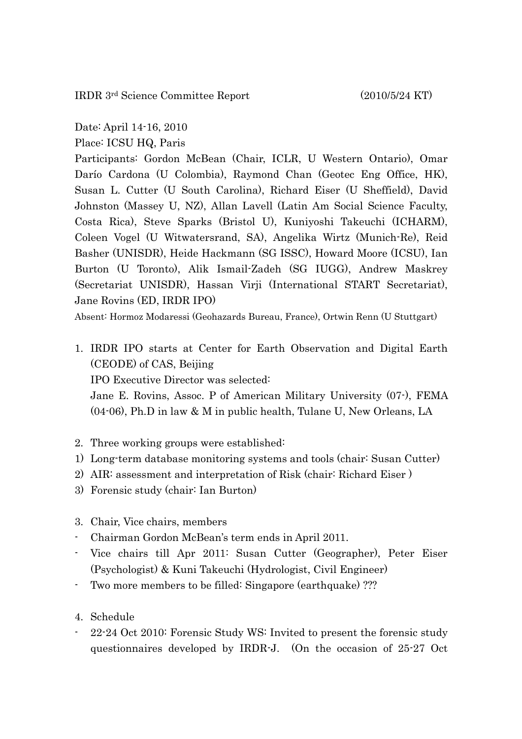IRDR 3rd Science Committee Report (2010/5/24 KT)

Date: April 14-16, 2010

Place: ICSU HQ, Paris

Participants: Gordon McBean (Chair, ICLR, U Western Ontario), Omar Darío Cardona (U Colombia), Raymond Chan (Geotec Eng Office, HK), Susan L. Cutter (U South Carolina), Richard Eiser (U Sheffield), David Johnston (Massey U, NZ), Allan Lavell (Latin Am Social Science Faculty, Costa Rica), Steve Sparks (Bristol U), Kuniyoshi Takeuchi (ICHARM), Coleen Vogel (U Witwatersrand, SA), Angelika Wirtz (Munich-Re), Reid Basher (UNISDR), Heide Hackmann (SG ISSC), Howard Moore (ICSU), Ian Burton (U Toronto), Alik Ismail-Zadeh (SG IUGG), Andrew Maskrey (Secretariat UNISDR), Hassan Virji (International START Secretariat), Jane Rovins (ED, IRDR IPO)

Absent: Hormoz Modaressi (Geohazards Bureau, France), Ortwin Renn (U Stuttgart)

1. IRDR IPO starts at Center for Earth Observation and Digital Earth (CEODE) of CAS, Beijing
   IPO Executive Director was selected:
   Jane E. Rovins, Assoc. P of American Military University (07-), FEMA (04-06), Ph.D in law & M in public health, Tulane U, New Orleans, LA

2. Three working groups were established:
1) Long-term database monitoring systems and tools (chair: Susan Cutter)
2) AIR: assessment and interpretation of Risk (chair: Richard Eiser )
3) Forensic study (chair: Ian Burton)

3. Chair, Vice chairs, members
- Chairman Gordon McBean's term ends in April 2011.
- Vice chairs till Apr 2011: Susan Cutter (Geographer), Peter Eiser (Psychologist) & Kuni Takeuchi (Hydrologist, Civil Engineer)
- Two more members to be filled: Singapore (earthquake) ???

4. Schedule
- 22-24 Oct 2010: Forensic Study WS: Invited to present the forensic study questionnaires developed by IRDR-J. (On the occasion of 25-27 Oct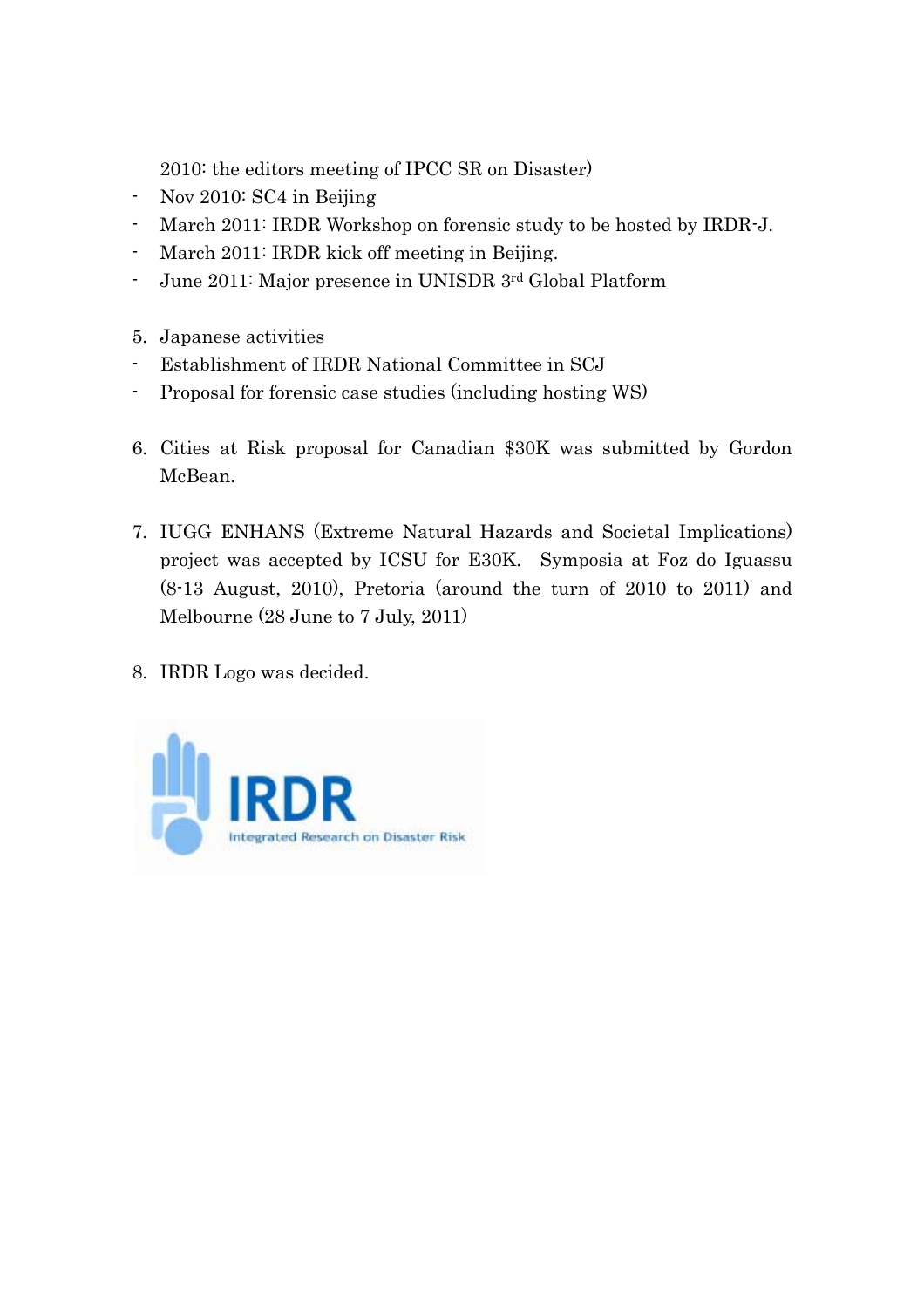2010: the editors meeting of IPCC SR on Disaster)

- Nov 2010: SC4 in Beijing
- March 2011: IRDR Workshop on forensic study to be hosted by IRDR-J.
- March 2011: IRDR kick off meeting in Beijing.
- June 2011: Major presence in UNISDR 3rd Global Platform

5. Japanese activities

- Establishment of IRDR National Committee in SCJ
- Proposal for forensic case studies (including hosting WS)

6. Cities at Risk proposal for Canadian $30K was submitted by Gordon McBean.

7. IUGG ENHANS (Extreme Natural Hazards and Societal Implications) project was accepted by ICSU for E30K. Symposia at Foz do Iguassu (8-13 August, 2010), Pretoria (around the turn of 2010 to 2011) and Melbourne (28 June to 7 July, 2011)

8. IRDR Logo was decided.

IRDR
Integrated Research on Disaster Risk